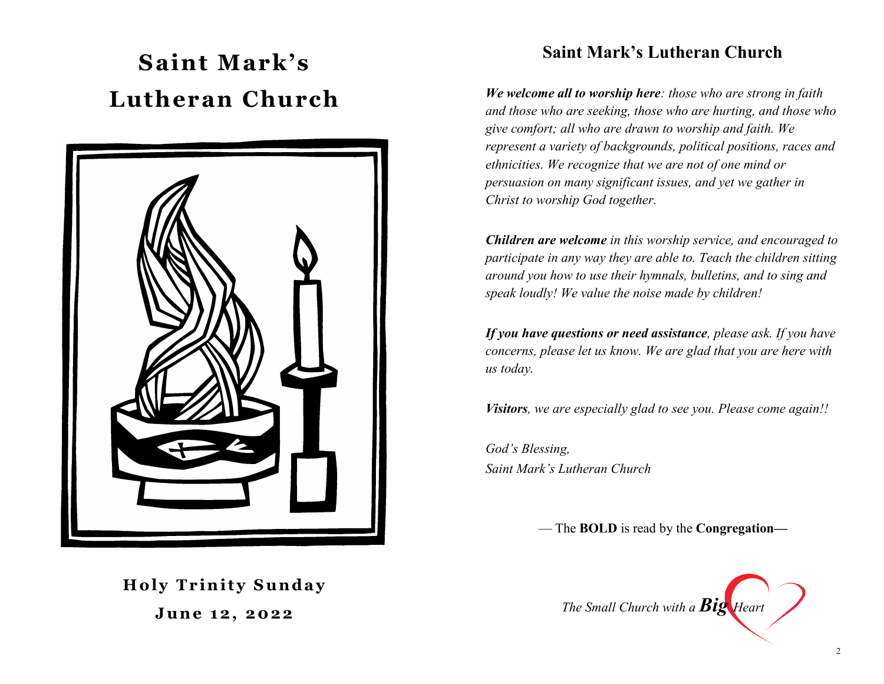# Saint Mark's Lutheran Church

**Holy Trinity Sunday**

**June 12, 2022**

## Saint Mark's Lutheran Church

***We welcome all to worship here****: those who are strong in faith and those who are seeking, those who are hurting, and those who give comfort; all who are drawn to worship and faith. We represent a variety of backgrounds, political positions, races and ethnicities. We recognize that we are not of one mind or persuasion on many significant issues, and yet we gather in Christ to worship God together.*

***Children are welcome*** *in this worship service, and encouraged to participate in any way they are able to. Teach the children sitting around you how to use their hymnals, bulletins, and to sing and speak loudly! We value the noise made by children!*

***If you have questions or need assistance****, please ask. If you have concerns, please let us know. We are glad that you are here with us today.*

***Visitors****, we are especially glad to see you. Please come again!!*

*God's Blessing,*
*Saint Mark's Lutheran Church*

— The **BOLD** is read by the **Congregation—**

*The Small Church with a* ***Big*** *Heart*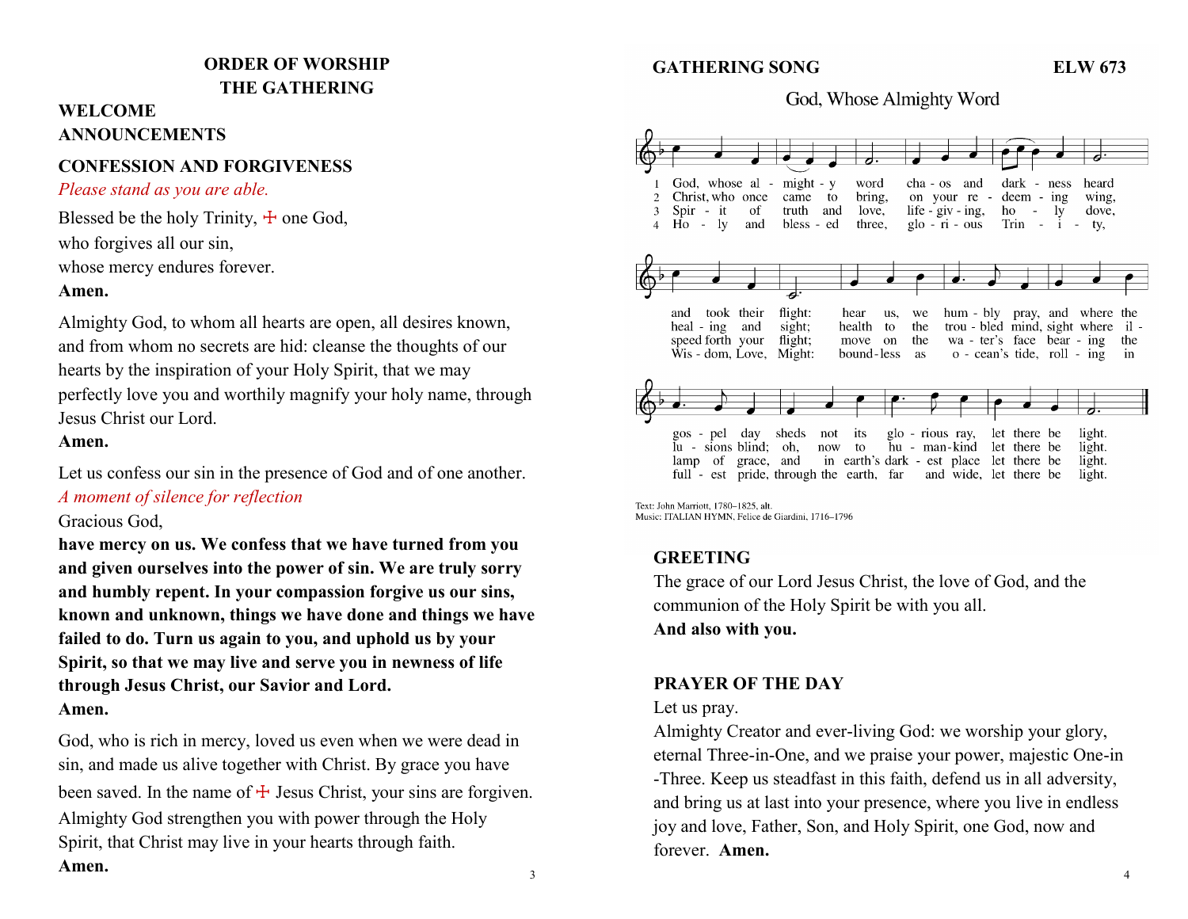## ORDER OF WORSHIP
## THE GATHERING

### WELCOME

### ANNOUNCEMENTS

### CONFESSION AND FORGIVENESS

*Please stand as you are able.*

Blessed be the holy Trinity, ☩ one God,
who forgives all our sin,
whose mercy endures forever.
**Amen.**

Almighty God, to whom all hearts are open, all desires known, and from whom no secrets are hid: cleanse the thoughts of our hearts by the inspiration of your Holy Spirit, that we may perfectly love you and worthily magnify your holy name, through Jesus Christ our Lord.
**Amen.**

Let us confess our sin in the presence of God and of one another.
*A moment of silence for reflection*
Gracious God,
**have mercy on us. We confess that we have turned from you and given ourselves into the power of sin. We are truly sorry and humbly repent. In your compassion forgive us our sins, known and unknown, things we have done and things we have failed to do. Turn us again to you, and uphold us by your Spirit, so that we may live and serve you in newness of life through Jesus Christ, our Savior and Lord.**
**Amen.**

God, who is rich in mercy, loved us even when we were dead in sin, and made us alive together with Christ. By grace you have been saved. In the name of ☩ Jesus Christ, your sins are forgiven. Almighty God strengthen you with power through the Holy Spirit, that Christ may live in your hearts through faith.
**Amen.**

### GATHERING SONG — ELW 673

God, Whose Almighty Word

1 God, whose almighty word chaos and darkness heard and took their flight: hear us, we humbly pray, and where the gospel day sheds not its glorious ray, let there be light.

2 Christ, who once came to bring, on your redeeming wing, healing and sight; health to the troubled mind, sight where illusions blind; oh, now to humankind let there be light.

3 Spirit of truth and love, life-giving, holy dove, speed forth your flight; move on the water's face bearing the lamp of grace, and in earth's darkest place let there be light.

4 Holy and blessed three, glorious Trinity, Wisdom, Love, Might: boundless as ocean's tide, rolling in fullest pride, through the earth, far and wide, let there be light.

Text: John Marriott, 1780–1825, alt.
Music: ITALIAN HYMN, Felice de Giardini, 1716–1796

### GREETING

The grace of our Lord Jesus Christ, the love of God, and the communion of the Holy Spirit be with you all.
**And also with you.**

### PRAYER OF THE DAY

Let us pray.
Almighty Creator and ever-living God: we worship your glory, eternal Three-in-One, and we praise your power, majestic One-in-Three. Keep us steadfast in this faith, defend us in all adversity, and bring us at last into your presence, where you live in endless joy and love, Father, Son, and Holy Spirit, one God, now and forever. **Amen.**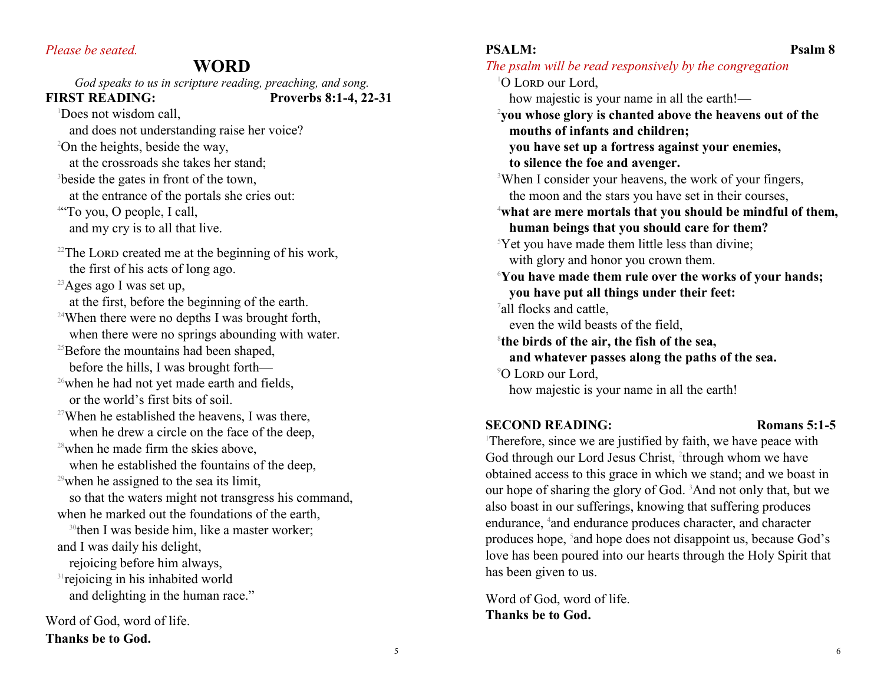*Please be seated.*

# WORD

*God speaks to us in scripture reading, preaching, and song.*

**FIRST READING: Proverbs 8:1-4, 22-31**

[1]Does not wisdom call,
  and does not understanding raise her voice?
[2]On the heights, beside the way,
  at the crossroads she takes her stand;
[3]beside the gates in front of the town,
  at the entrance of the portals she cries out:
[4]"To you, O people, I call,
  and my cry is to all that live.

[22]The LORD created me at the beginning of his work,
  the first of his acts of long ago.
[23]Ages ago I was set up,
  at the first, before the beginning of the earth.
[24]When there were no depths I was brought forth,
  when there were no springs abounding with water.
[25]Before the mountains had been shaped,
  before the hills, I was brought forth—
[26]when he had not yet made earth and fields,
  or the world's first bits of soil.
[27]When he established the heavens, I was there,
  when he drew a circle on the face of the deep,
[28]when he made firm the skies above,
  when he established the fountains of the deep,
[29]when he assigned to the sea its limit,
  so that the waters might not transgress his command,
when he marked out the foundations of the earth,
  [30]then I was beside him, like a master worker;
and I was daily his delight,
  rejoicing before him always,
[31]rejoicing in his inhabited world
  and delighting in the human race."

Word of God, word of life.
**Thanks be to God.**

**PSALM: Psalm 8**

*The psalm will be read responsively by the congregation*

[1]O LORD our Lord,
  how majestic is your name in all the earth!—
[2]**you whose glory is chanted above the heavens out of the mouths of infants and children;**
  **you have set up a fortress against your enemies,**
  **to silence the foe and avenger.**
[3]When I consider your heavens, the work of your fingers,
  the moon and the stars you have set in their courses,
[4]**what are mere mortals that you should be mindful of them,**
  **human beings that you should care for them?**
[5]Yet you have made them little less than divine;
  with glory and honor you crown them.
[6]**You have made them rule over the works of your hands;**
  **you have put all things under their feet:**
[7]all flocks and cattle,
  even the wild beasts of the field,
[8]**the birds of the air, the fish of the sea,**
  **and whatever passes along the paths of the sea.**
[9]O LORD our Lord,
  how majestic is your name in all the earth!

**SECOND READING: Romans 5:1-5**

[1]Therefore, since we are justified by faith, we have peace with God through our Lord Jesus Christ, [2]through whom we have obtained access to this grace in which we stand; and we boast in our hope of sharing the glory of God. [3]And not only that, but we also boast in our sufferings, knowing that suffering produces endurance, [4]and endurance produces character, and character produces hope, [5]and hope does not disappoint us, because God's love has been poured into our hearts through the Holy Spirit that has been given to us.

Word of God, word of life.
**Thanks be to God.**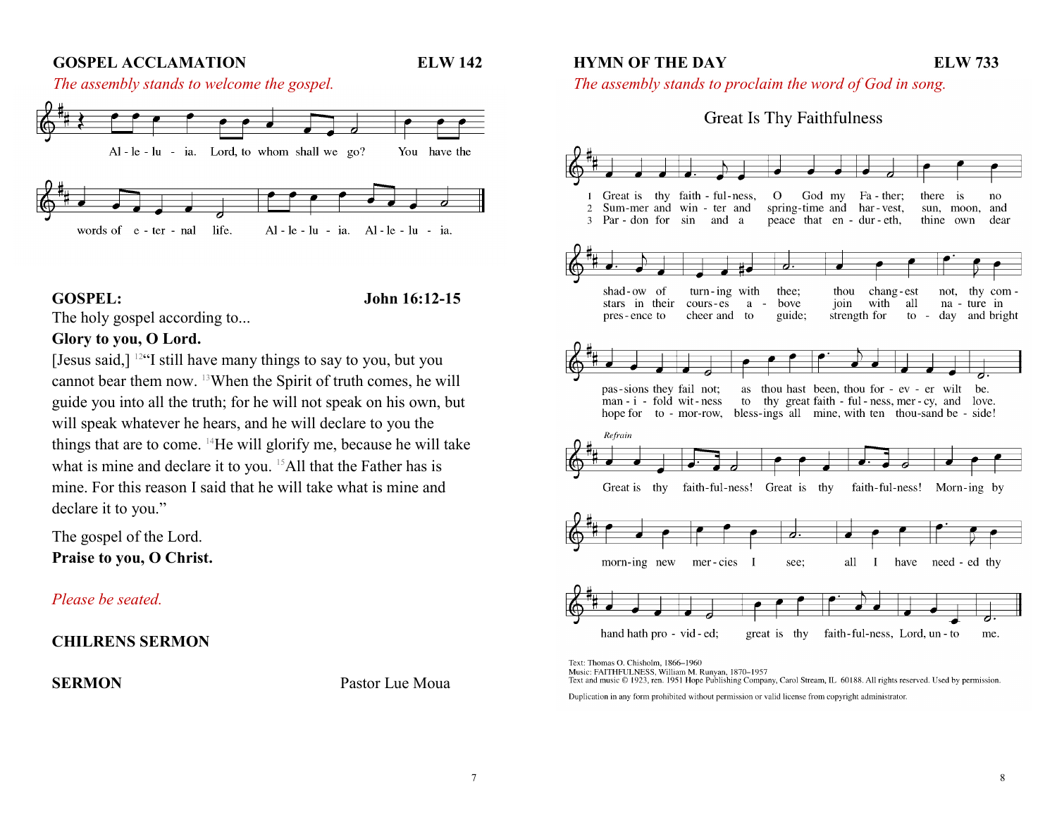**GOSPEL ACCLAMATION** **ELW 142**

*The assembly stands to welcome the gospel.*

Al - le - lu - ia. Lord, to whom shall we go? You have the words of e - ter - nal life. Al - le - lu - ia. Al - le - lu - ia.

**GOSPEL:** **John 16:12-15**

The holy gospel according to...

**Glory to you, O Lord.**

[Jesus said,] [12]"I still have many things to say to you, but you cannot bear them now. [13]When the Spirit of truth comes, he will guide you into all the truth; for he will not speak on his own, but will speak whatever he hears, and he will declare to you the things that are to come. [14]He will glorify me, because he will take what is mine and declare it to you. [15]All that the Father has is mine. For this reason I said that he will take what is mine and declare it to you."

The gospel of the Lord.

**Praise to you, O Christ.**

*Please be seated.*

**CHILRENS SERMON**

**SERMON** Pastor Lue Moua

**HYMN OF THE DAY** **ELW 733**

*The assembly stands to proclaim the word of God in song.*

Great Is Thy Faithfulness

1 Great is thy faith - ful - ness, O God my Fa - ther; there is no shad - ow of turn - ing with thee; thou chang - est not, thy com - pas - sions they fail not; as thou hast been, thou for - ev - er wilt be.

2 Sum - mer and win - ter and spring - time and har - vest, sun, moon, and stars in their cours - es a - bove join with all na - ture in man - i - fold wit - ness to thy great faith - ful - ness, mer - cy, and love.

3 Par - don for sin and a peace that en - dur - eth, thine own dear pres - ence to cheer and to guide; strength for to - day and bright hope for to - mor - row, bless - ings all mine, with ten thou - sand be - side!

*Refrain*

Great is thy faith - ful - ness! Great is thy faith - ful - ness! Morn - ing by morn - ing new mer - cies I see; all I have need - ed thy hand hath pro - vid - ed; great is thy faith - ful - ness, Lord, un - to me.

Text: Thomas O. Chisholm, 1866–1960
Music: FAITHFULNESS, William M. Runyan, 1870–1957
Text and music © 1923, ren. 1951 Hope Publishing Company, Carol Stream, IL 60188. All rights reserved. Used by permission.

Duplication in any form prohibited without permission or valid license from copyright administrator.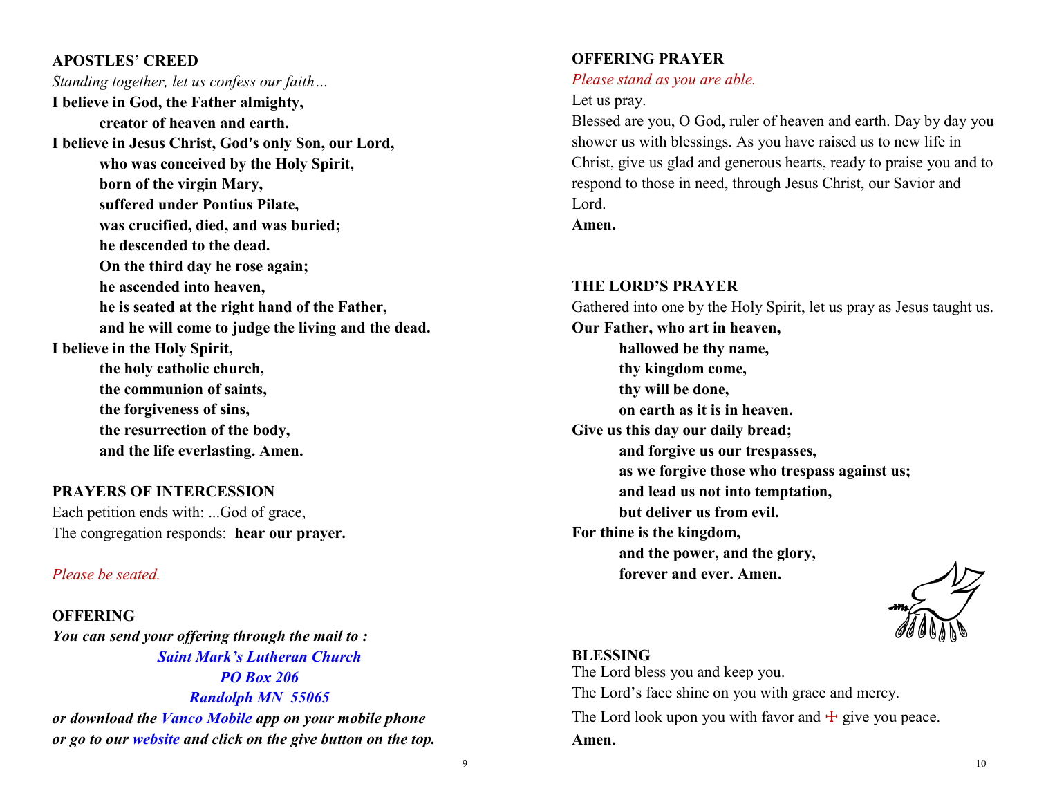## APOSTLES' CREED

*Standing together, let us confess our faith…*

**I believe in God, the Father almighty,**
**creator of heaven and earth.**
**I believe in Jesus Christ, God's only Son, our Lord,**
**who was conceived by the Holy Spirit,**
**born of the virgin Mary,**
**suffered under Pontius Pilate,**
**was crucified, died, and was buried;**
**he descended to the dead.**
**On the third day he rose again;**
**he ascended into heaven,**
**he is seated at the right hand of the Father,**
**and he will come to judge the living and the dead.**
**I believe in the Holy Spirit,**
**the holy catholic church,**
**the communion of saints,**
**the forgiveness of sins,**
**the resurrection of the body,**
**and the life everlasting. Amen.**

## PRAYERS OF INTERCESSION

Each petition ends with: ...God of grace,
The congregation responds: **hear our prayer.**

*Please be seated.*

## OFFERING

***You can send your offering through the mail to :***

***Saint Mark's Lutheran Church***
***PO Box 206***
***Randolph MN 55065***

***or download the Vanco Mobile app on your mobile phone or go to our website and click on the give button on the top.***

## OFFERING PRAYER

*Please stand as you are able.*

Let us pray.

Blessed are you, O God, ruler of heaven and earth. Day by day you shower us with blessings. As you have raised us to new life in Christ, give us glad and generous hearts, ready to praise you and to respond to those in need, through Jesus Christ, our Savior and Lord.

**Amen.**

## THE LORD'S PRAYER

Gathered into one by the Holy Spirit, let us pray as Jesus taught us.

**Our Father, who art in heaven,**
**hallowed be thy name,**
**thy kingdom come,**
**thy will be done,**
**on earth as it is in heaven.**
**Give us this day our daily bread;**
**and forgive us our trespasses,**
**as we forgive those who trespass against us;**
**and lead us not into temptation,**
**but deliver us from evil.**
**For thine is the kingdom,**
**and the power, and the glory,**
**forever and ever. Amen.**

## BLESSING

The Lord bless you and keep you.
The Lord's face shine on you with grace and mercy.
The Lord look upon you with favor and ☩ give you peace.
**Amen.**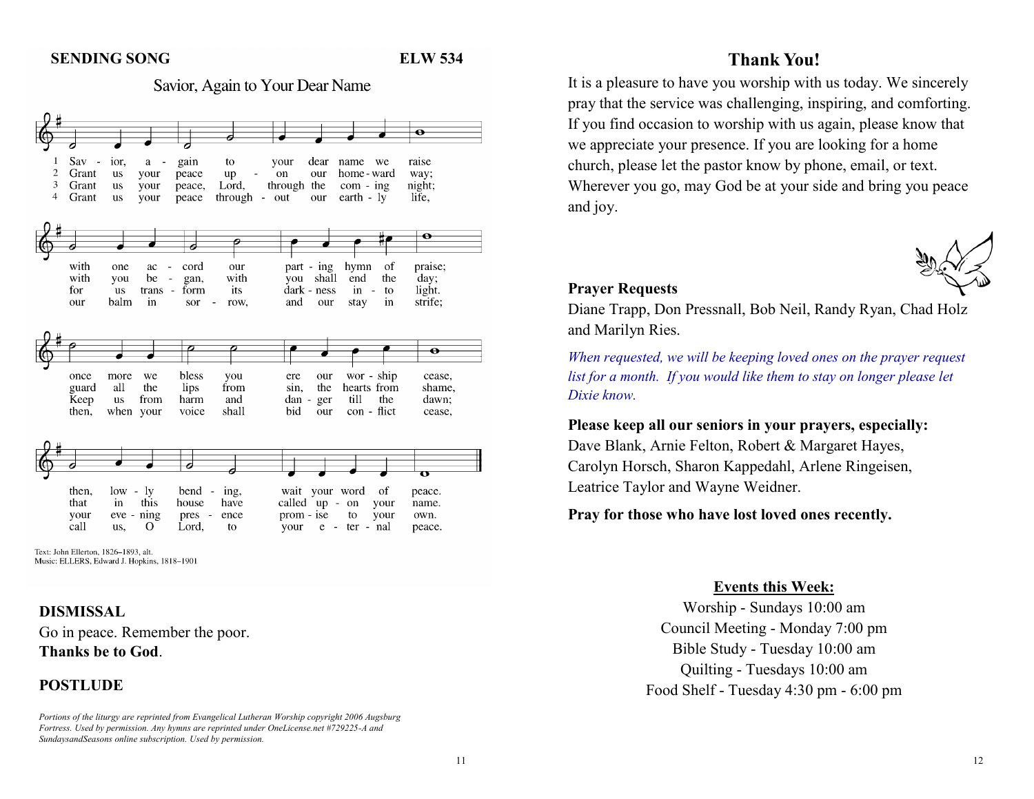**SENDING SONG** **ELW 534**

Savior, Again to Your Dear Name

1 Savior, again to your dear name we raise with one accord our parting hymn of praise; once more we bless you ere our worship cease, then, lowly bending, wait your word of peace.

2 Grant us your peace upon our homeward way; with you began, with you shall end the day; guard all the lips from sin, the hearts from shame, that in this house have called upon your name.

3 Grant us your peace, Lord, through the coming night; for us transform its darkness into light. Keep us from harm and danger till the dawn; your evening presence to your own.

4 Grant us your peace throughout our earthly life, our balm in sorrow, and our stay in strife; then, when your voice shall bid our conflict cease, call us, O Lord, to your eternal peace.

Text: John Ellerton, 1826–1893, alt.
Music: ELLERS, Edward J. Hopkins, 1818–1901

**DISMISSAL**

Go in peace. Remember the poor.
**Thanks be to God**.

**POSTLUDE**

*Portions of the liturgy are reprinted from Evangelical Lutheran Worship copyright 2006 Augsburg Fortress. Used by permission. Any hymns are reprinted under OneLicense.net #729225-A and SundaysandSeasons online subscription. Used by permission.*

## Thank You!

It is a pleasure to have you worship with us today. We sincerely pray that the service was challenging, inspiring, and comforting. If you find occasion to worship with us again, please know that we appreciate your presence. If you are looking for a home church, please let the pastor know by phone, email, or text. Wherever you go, may God be at your side and bring you peace and joy.

**Prayer Requests**

Diane Trapp, Don Pressnall, Bob Neil, Randy Ryan, Chad Holz and Marilyn Ries.

*When requested, we will be keeping loved ones on the prayer request list for a month. If you would like them to stay on longer please let Dixie know.*

**Please keep all our seniors in your prayers, especially:**
Dave Blank, Arnie Felton, Robert & Margaret Hayes, Carolyn Horsch, Sharon Kappedahl, Arlene Ringeisen, Leatrice Taylor and Wayne Weidner.

**Pray for those who have lost loved ones recently.**

**Events this Week:**

Worship - Sundays 10:00 am
Council Meeting - Monday 7:00 pm
Bible Study - Tuesday 10:00 am
Quilting - Tuesdays 10:00 am
Food Shelf - Tuesday 4:30 pm - 6:00 pm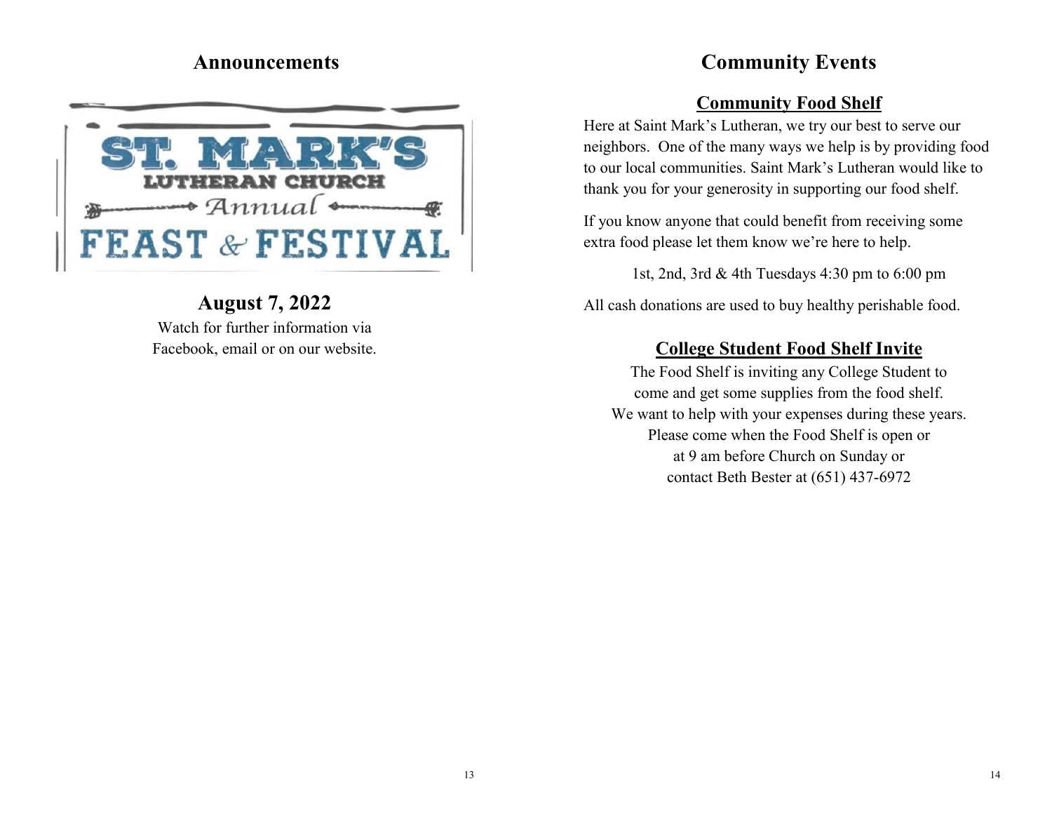## Announcements

ST. MARK'S
LUTHERAN CHURCH
Annual
FEAST & FESTIVAL

### August 7, 2022

Watch for further information via Facebook, email or on our website.

## Community Events

### Community Food Shelf

Here at Saint Mark's Lutheran, we try our best to serve our neighbors. One of the many ways we help is by providing food to our local communities. Saint Mark's Lutheran would like to thank you for your generosity in supporting our food shelf.

If you know anyone that could benefit from receiving some extra food please let them know we're here to help.

1st, 2nd, 3rd & 4th Tuesdays 4:30 pm to 6:00 pm

All cash donations are used to buy healthy perishable food.

### College Student Food Shelf Invite

The Food Shelf is inviting any College Student to come and get some supplies from the food shelf. We want to help with your expenses during these years. Please come when the Food Shelf is open or at 9 am before Church on Sunday or contact Beth Bester at (651) 437-6972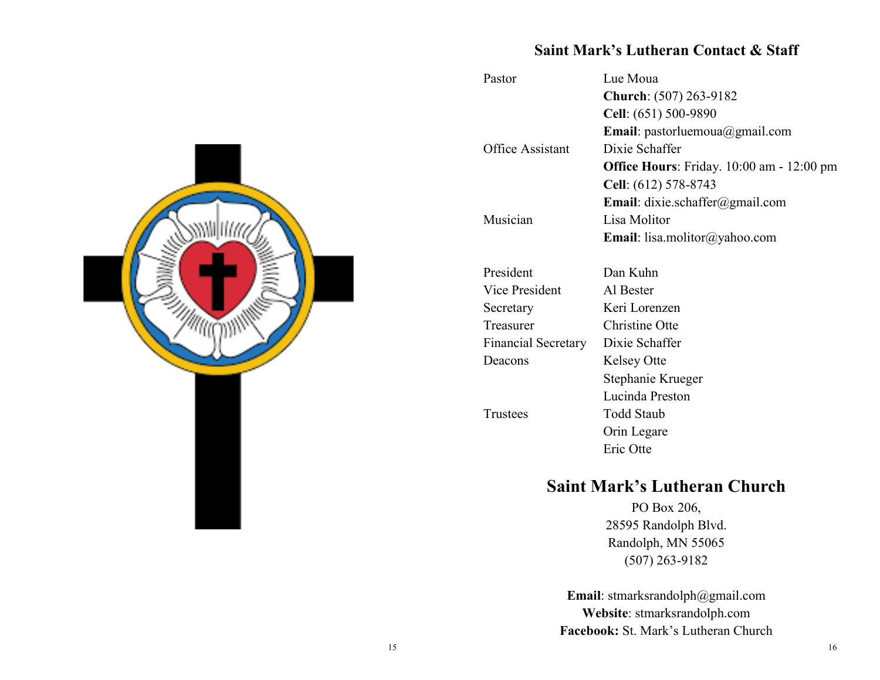## Saint Mark's Lutheran Contact & Staff

| | |
|---|---|
| Pastor | Lue Moua |
| | **Church**: (507) 263-9182 |
| | **Cell**: (651) 500-9890 |
| | **Email**: pastorluemoua@gmail.com |
| Office Assistant | Dixie Schaffer |
| | **Office Hours**: Friday. 10:00 am - 12:00 pm |
| | **Cell**: (612) 578-8743 |
| | **Email**: dixie.schaffer@gmail.com |
| Musician | Lisa Molitor |
| | **Email**: lisa.molitor@yahoo.com |

| | |
|---|---|
| President | Dan Kuhn |
| Vice President | Al Bester |
| Secretary | Keri Lorenzen |
| Treasurer | Christine Otte |
| Financial Secretary | Dixie Schaffer |
| Deacons | Kelsey Otte |
| | Stephanie Krueger |
| | Lucinda Preston |
| Trustees | Todd Staub |
| | Orin Legare |
| | Eric Otte |

# Saint Mark's Lutheran Church

PO Box 206,
28595 Randolph Blvd.
Randolph, MN 55065
(507) 263-9182

**Email**: stmarksrandolph@gmail.com
**Website**: stmarksrandolph.com
**Facebook:** St. Mark's Lutheran Church